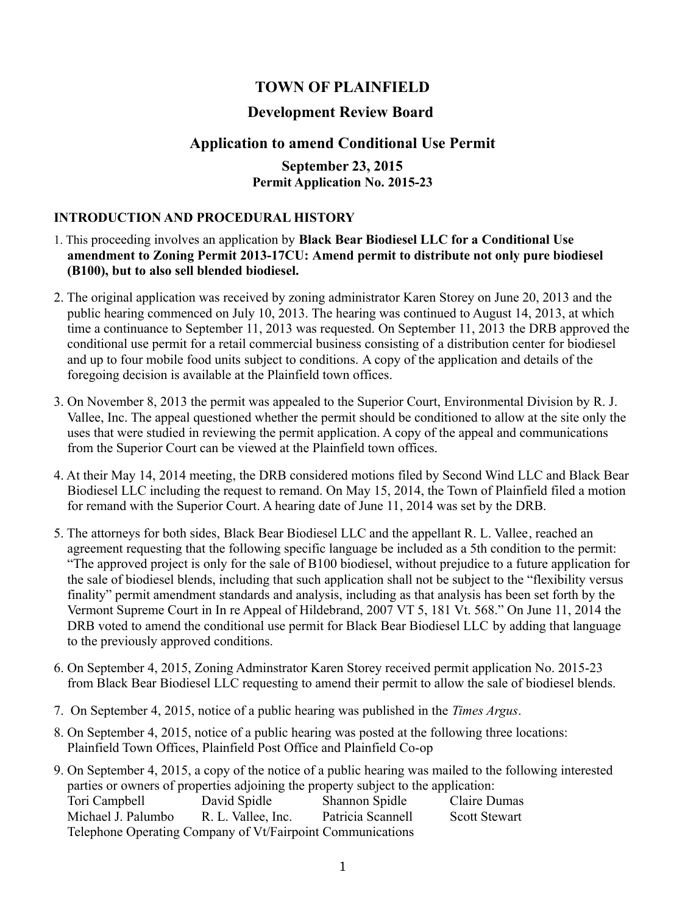# TOWN OF PLAINFIELD

## Development Review Board

## Application to amend Conditional Use Permit

**September 23, 2015**
**Permit Application No. 2015-23**

### INTRODUCTION AND PROCEDURAL HISTORY

1. This proceeding involves an application by **Black Bear Biodiesel LLC for a Conditional Use amendment to Zoning Permit 2013-17CU: Amend permit to distribute not only pure biodiesel (B100), but to also sell blended biodiesel.**

2. The original application was received by zoning administrator Karen Storey on June 20, 2013 and the public hearing commenced on July 10, 2013. The hearing was continued to August 14, 2013, at which time a continuance to September 11, 2013 was requested. On September 11, 2013 the DRB approved the conditional use permit for a retail commercial business consisting of a distribution center for biodiesel and up to four mobile food units subject to conditions. A copy of the application and details of the foregoing decision is available at the Plainfield town offices.

3. On November 8, 2013 the permit was appealed to the Superior Court, Environmental Division by R. J. Vallee, Inc. The appeal questioned whether the permit should be conditioned to allow at the site only the uses that were studied in reviewing the permit application. A copy of the appeal and communications from the Superior Court can be viewed at the Plainfield town offices.

4. At their May 14, 2014 meeting, the DRB considered motions filed by Second Wind LLC and Black Bear Biodiesel LLC including the request to remand. On May 15, 2014, the Town of Plainfield filed a motion for remand with the Superior Court. A hearing date of June 11, 2014 was set by the DRB.

5. The attorneys for both sides, Black Bear Biodiesel LLC and the appellant R. L. Vallee, reached an agreement requesting that the following specific language be included as a 5th condition to the permit: "The approved project is only for the sale of B100 biodiesel, without prejudice to a future application for the sale of biodiesel blends, including that such application shall not be subject to the "flexibility versus finality" permit amendment standards and analysis, including as that analysis has been set forth by the Vermont Supreme Court in In re Appeal of Hildebrand, 2007 VT 5, 181 Vt. 568." On June 11, 2014 the DRB voted to amend the conditional use permit for Black Bear Biodiesel LLC by adding that language to the previously approved conditions.

6. On September 4, 2015, Zoning Adminstrator Karen Storey received permit application No. 2015-23 from Black Bear Biodiesel LLC requesting to amend their permit to allow the sale of biodiesel blends.

7. On September 4, 2015, notice of a public hearing was published in the *Times Argus*.

8. On September 4, 2015, notice of a public hearing was posted at the following three locations: Plainfield Town Offices, Plainfield Post Office and Plainfield Co-op

9. On September 4, 2015, a copy of the notice of a public hearing was mailed to the following interested parties or owners of properties adjoining the property subject to the application:

   Tori Campbell, David Spidle, Shannon Spidle, Claire Dumas, Michael J. Palumbo, R. L. Vallee, Inc., Patricia Scannell, Scott Stewart, Telephone Operating Company of Vt/Fairpoint Communications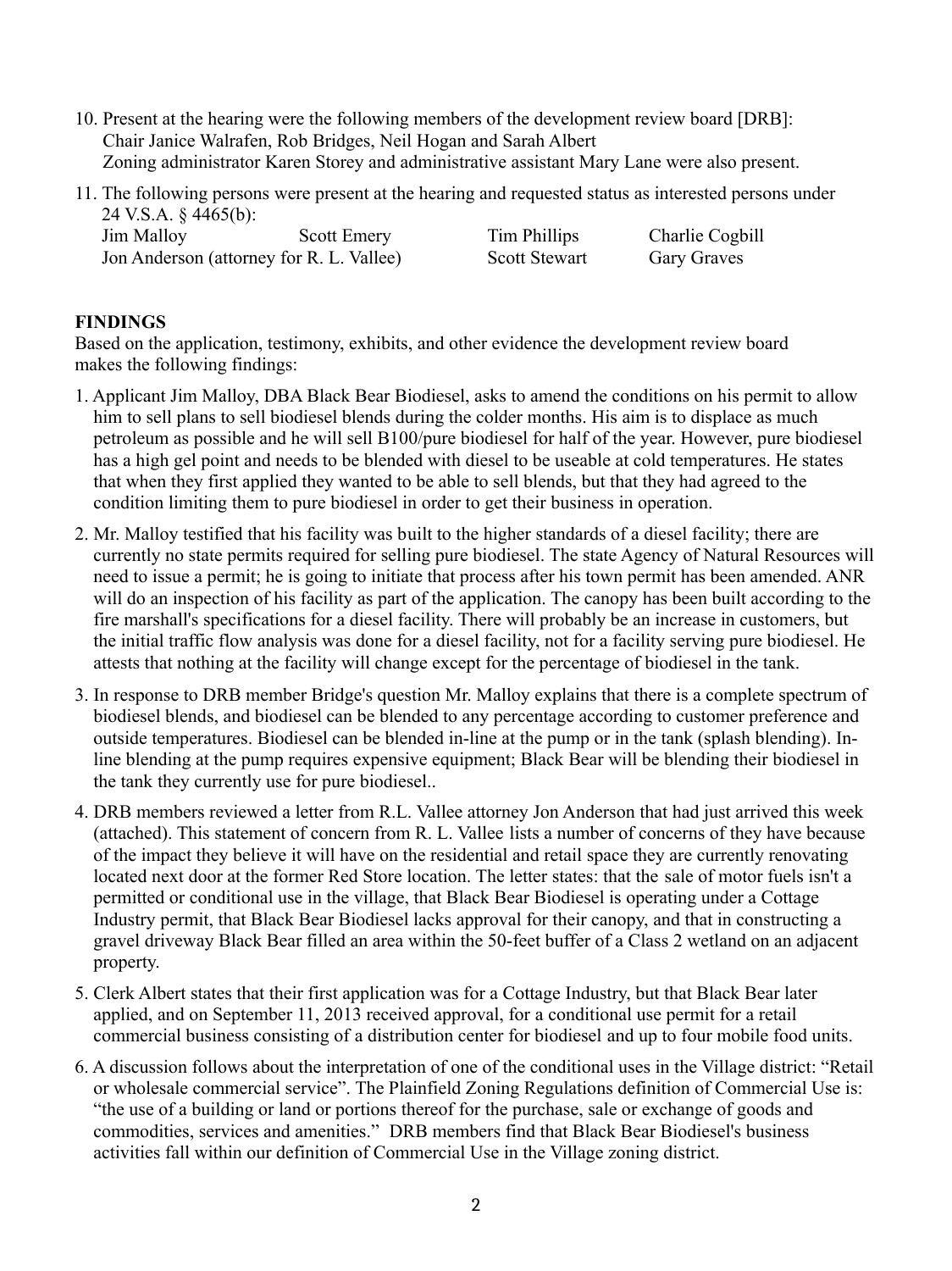10. Present at the hearing were the following members of the development review board [DRB]:
    Chair Janice Walrafen, Rob Bridges, Neil Hogan and Sarah Albert
    Zoning administrator Karen Storey and administrative assistant Mary Lane were also present.

11. The following persons were present at the hearing and requested status as interested persons under 24 V.S.A. § 4465(b):

| | | | |
|---|---|---|---|
| Jim Malloy | Scott Emery | Tim Phillips | Charlie Cogbill |
| Jon Anderson (attorney for R. L. Vallee) | | Scott Stewart | Gary Graves |

**FINDINGS**

Based on the application, testimony, exhibits, and other evidence the development review board makes the following findings:

1. Applicant Jim Malloy, DBA Black Bear Biodiesel, asks to amend the conditions on his permit to allow him to sell plans to sell biodiesel blends during the colder months. His aim is to displace as much petroleum as possible and he will sell B100/pure biodiesel for half of the year. However, pure biodiesel has a high gel point and needs to be blended with diesel to be useable at cold temperatures. He states that when they first applied they wanted to be able to sell blends, but that they had agreed to the condition limiting them to pure biodiesel in order to get their business in operation.

2. Mr. Malloy testified that his facility was built to the higher standards of a diesel facility; there are currently no state permits required for selling pure biodiesel. The state Agency of Natural Resources will need to issue a permit; he is going to initiate that process after his town permit has been amended. ANR will do an inspection of his facility as part of the application. The canopy has been built according to the fire marshall's specifications for a diesel facility. There will probably be an increase in customers, but the initial traffic flow analysis was done for a diesel facility, not for a facility serving pure biodiesel. He attests that nothing at the facility will change except for the percentage of biodiesel in the tank.

3. In response to DRB member Bridge's question Mr. Malloy explains that there is a complete spectrum of biodiesel blends, and biodiesel can be blended to any percentage according to customer preference and outside temperatures. Biodiesel can be blended in-line at the pump or in the tank (splash blending). In-line blending at the pump requires expensive equipment; Black Bear will be blending their biodiesel in the tank they currently use for pure biodiesel..

4. DRB members reviewed a letter from R.L. Vallee attorney Jon Anderson that had just arrived this week (attached). This statement of concern from R. L. Vallee lists a number of concerns of they have because of the impact they believe it will have on the residential and retail space they are currently renovating located next door at the former Red Store location. The letter states: that the sale of motor fuels isn't a permitted or conditional use in the village, that Black Bear Biodiesel is operating under a Cottage Industry permit, that Black Bear Biodiesel lacks approval for their canopy, and that in constructing a gravel driveway Black Bear filled an area within the 50-feet buffer of a Class 2 wetland on an adjacent property.

5. Clerk Albert states that their first application was for a Cottage Industry, but that Black Bear later applied, and on September 11, 2013 received approval, for a conditional use permit for a retail commercial business consisting of a distribution center for biodiesel and up to four mobile food units.

6. A discussion follows about the interpretation of one of the conditional uses in the Village district: "Retail or wholesale commercial service". The Plainfield Zoning Regulations definition of Commercial Use is: "the use of a building or land or portions thereof for the purchase, sale or exchange of goods and commodities, services and amenities." DRB members find that Black Bear Biodiesel's business activities fall within our definition of Commercial Use in the Village zoning district.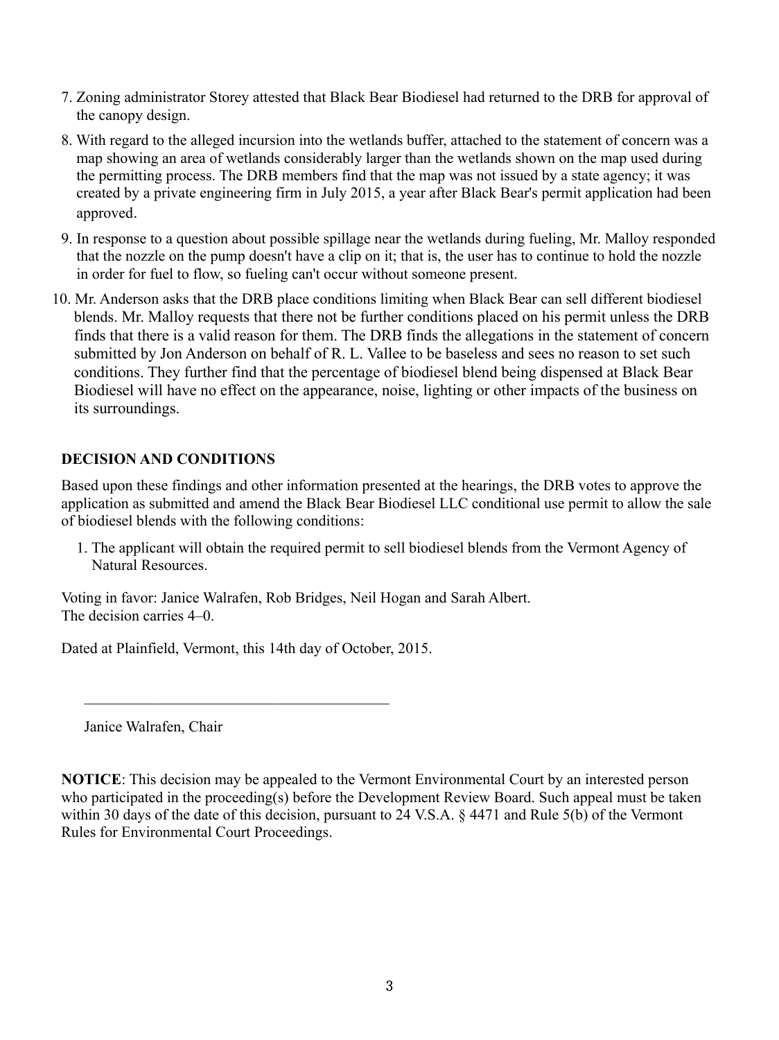7. Zoning administrator Storey attested that Black Bear Biodiesel had returned to the DRB for approval of the canopy design.
8. With regard to the alleged incursion into the wetlands buffer, attached to the statement of concern was a map showing an area of wetlands considerably larger than the wetlands shown on the map used during the permitting process. The DRB members find that the map was not issued by a state agency; it was created by a private engineering firm in July 2015, a year after Black Bear's permit application had been approved.
9. In response to a question about possible spillage near the wetlands during fueling, Mr. Malloy responded that the nozzle on the pump doesn't have a clip on it; that is, the user has to continue to hold the nozzle in order for fuel to flow, so fueling can't occur without someone present.
10. Mr. Anderson asks that the DRB place conditions limiting when Black Bear can sell different biodiesel blends. Mr. Malloy requests that there not be further conditions placed on his permit unless the DRB finds that there is a valid reason for them. The DRB finds the allegations in the statement of concern submitted by Jon Anderson on behalf of R. L. Vallee to be baseless and sees no reason to set such conditions. They further find that the percentage of biodiesel blend being dispensed at Black Bear Biodiesel will have no effect on the appearance, noise, lighting or other impacts of the business on its surroundings.

**DECISION AND CONDITIONS**

Based upon these findings and other information presented at the hearings, the DRB votes to approve the application as submitted and amend the Black Bear Biodiesel LLC conditional use permit to allow the sale of biodiesel blends with the following conditions:

1. The applicant will obtain the required permit to sell biodiesel blends from the Vermont Agency of Natural Resources.

Voting in favor: Janice Walrafen, Rob Bridges, Neil Hogan and Sarah Albert.
The decision carries 4–0.

Dated at Plainfield, Vermont, this 14th day of October, 2015.

\_\_\_\_\_\_\_\_\_\_\_\_\_\_\_\_\_\_\_\_\_\_\_\_\_\_\_\_\_\_\_\_\_\_\_\_\_\_\_\_

Janice Walrafen, Chair

**NOTICE**: This decision may be appealed to the Vermont Environmental Court by an interested person who participated in the proceeding(s) before the Development Review Board. Such appeal must be taken within 30 days of the date of this decision, pursuant to 24 V.S.A. § 4471 and Rule 5(b) of the Vermont Rules for Environmental Court Proceedings.